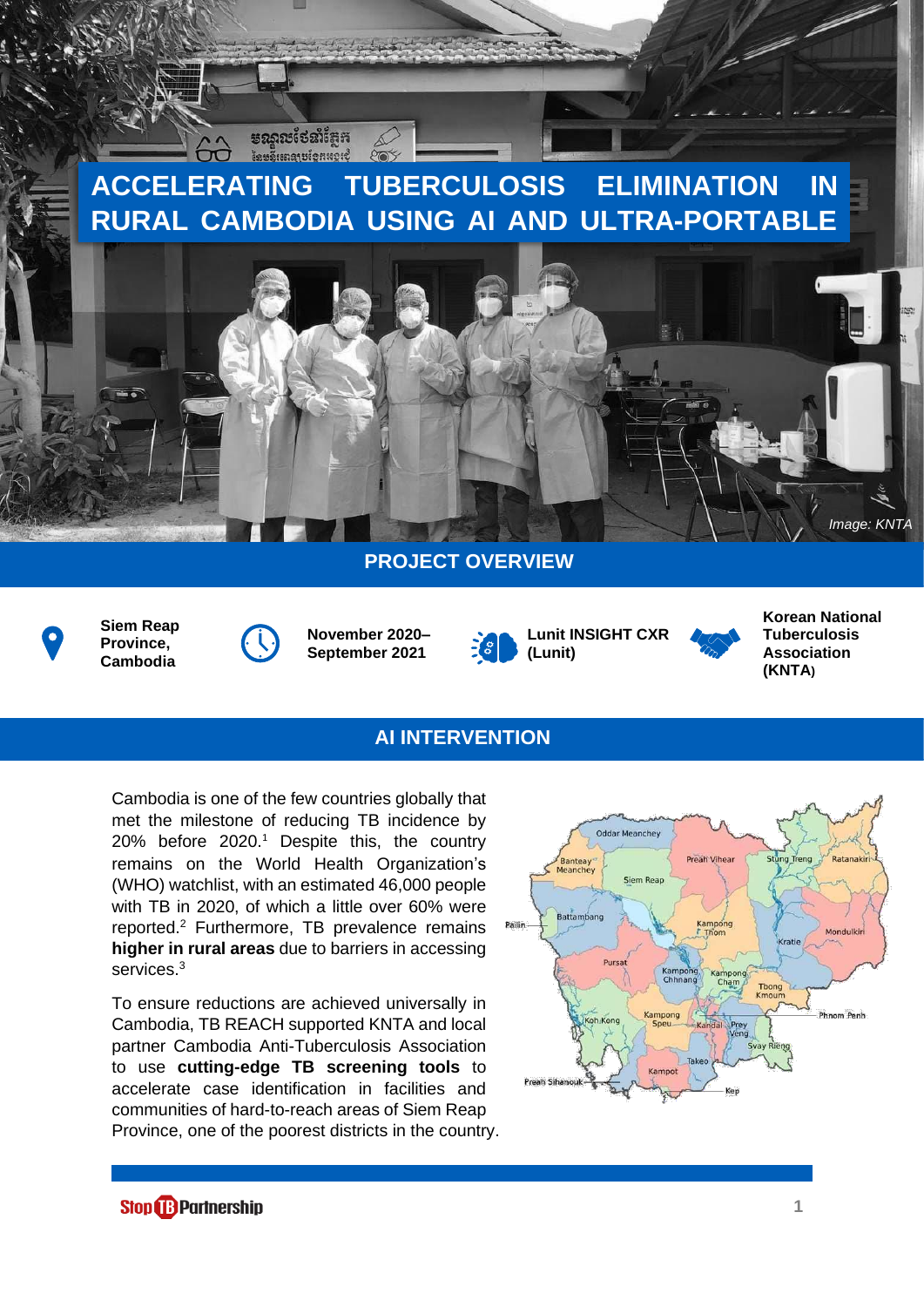# ACCELERATING TUBERCULOSIS ELIMINATION IN RURAL CAMBODIA USING AI AND ULTRA-PORTABLE

*Image: KNTA*

## PROJECT OVERVIEW

- **Siem Reap Province, Cambodia**
- **November 2020–September 2021**
- **Lunit INSIGHT CXR (Lunit)**
- **Korean National Tuberculosis Association (KNTA)**

## AI INTERVENTION

Cambodia is one of the few countries globally that met the milestone of reducing TB incidence by 20% before 2020.[1] Despite this, the country remains on the World Health Organization's (WHO) watchlist, with an estimated 46,000 people with TB in 2020, of which a little over 60% were reported.[2] Furthermore, TB prevalence remains **higher in rural areas** due to barriers in accessing services.[3]

To ensure reductions are achieved universally in Cambodia, TB REACH supported KNTA and local partner Cambodia Anti-Tuberculosis Association to use **cutting-edge TB screening tools** to accelerate case identification in facilities and communities of hard-to-reach areas of Siem Reap Province, one of the poorest districts in the country.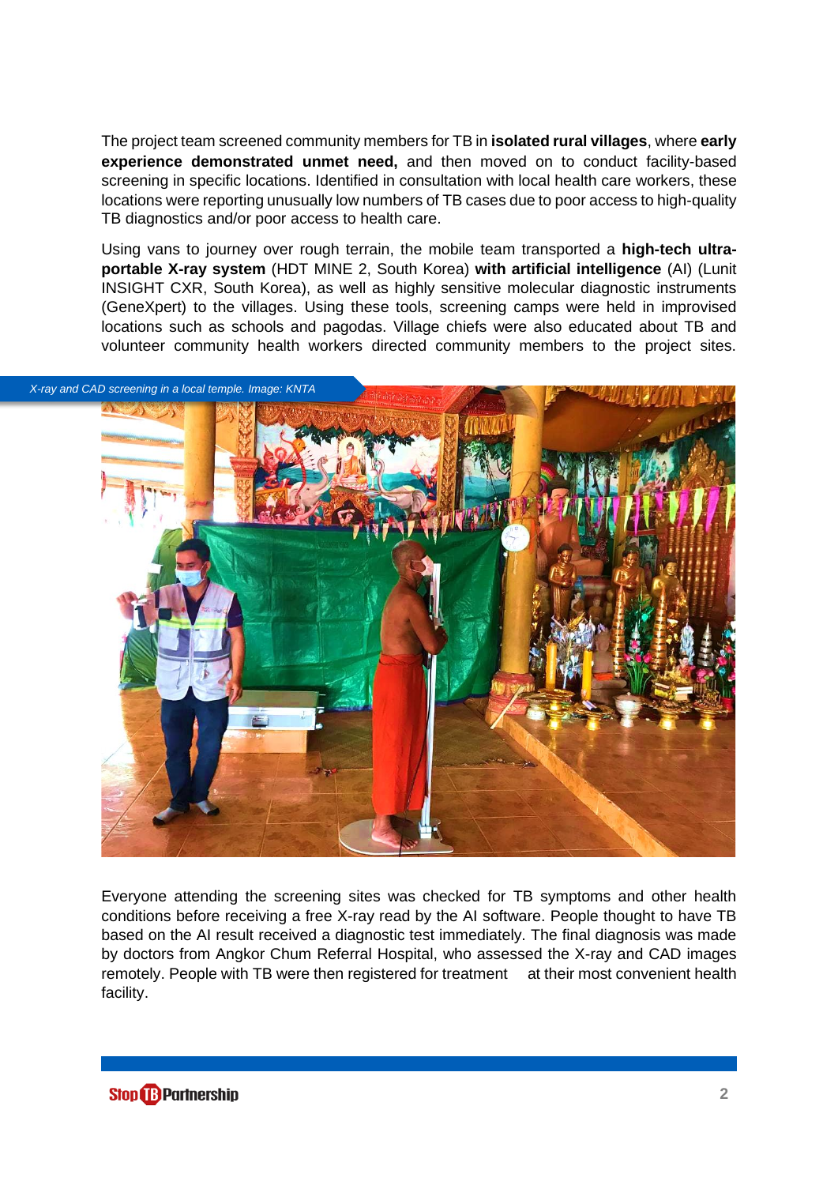The project team screened community members for TB in **isolated rural villages**, where **early experience demonstrated unmet need,** and then moved on to conduct facility-based screening in specific locations. Identified in consultation with local health care workers, these locations were reporting unusually low numbers of TB cases due to poor access to high-quality TB diagnostics and/or poor access to health care.

Using vans to journey over rough terrain, the mobile team transported a **high-tech ultra-portable X-ray system** (HDT MINE 2, South Korea) **with artificial intelligence** (AI) (Lunit INSIGHT CXR, South Korea), as well as highly sensitive molecular diagnostic instruments (GeneXpert) to the villages. Using these tools, screening camps were held in improvised locations such as schools and pagodas. Village chiefs were also educated about TB and volunteer community health workers directed community members to the project sites.

*X-ray and CAD screening in a local temple. Image: KNTA*

Everyone attending the screening sites was checked for TB symptoms and other health conditions before receiving a free X-ray read by the AI software. People thought to have TB based on the AI result received a diagnostic test immediately. The final diagnosis was made by doctors from Angkor Chum Referral Hospital, who assessed the X-ray and CAD images remotely. People with TB were then registered for treatment at their most convenient health facility.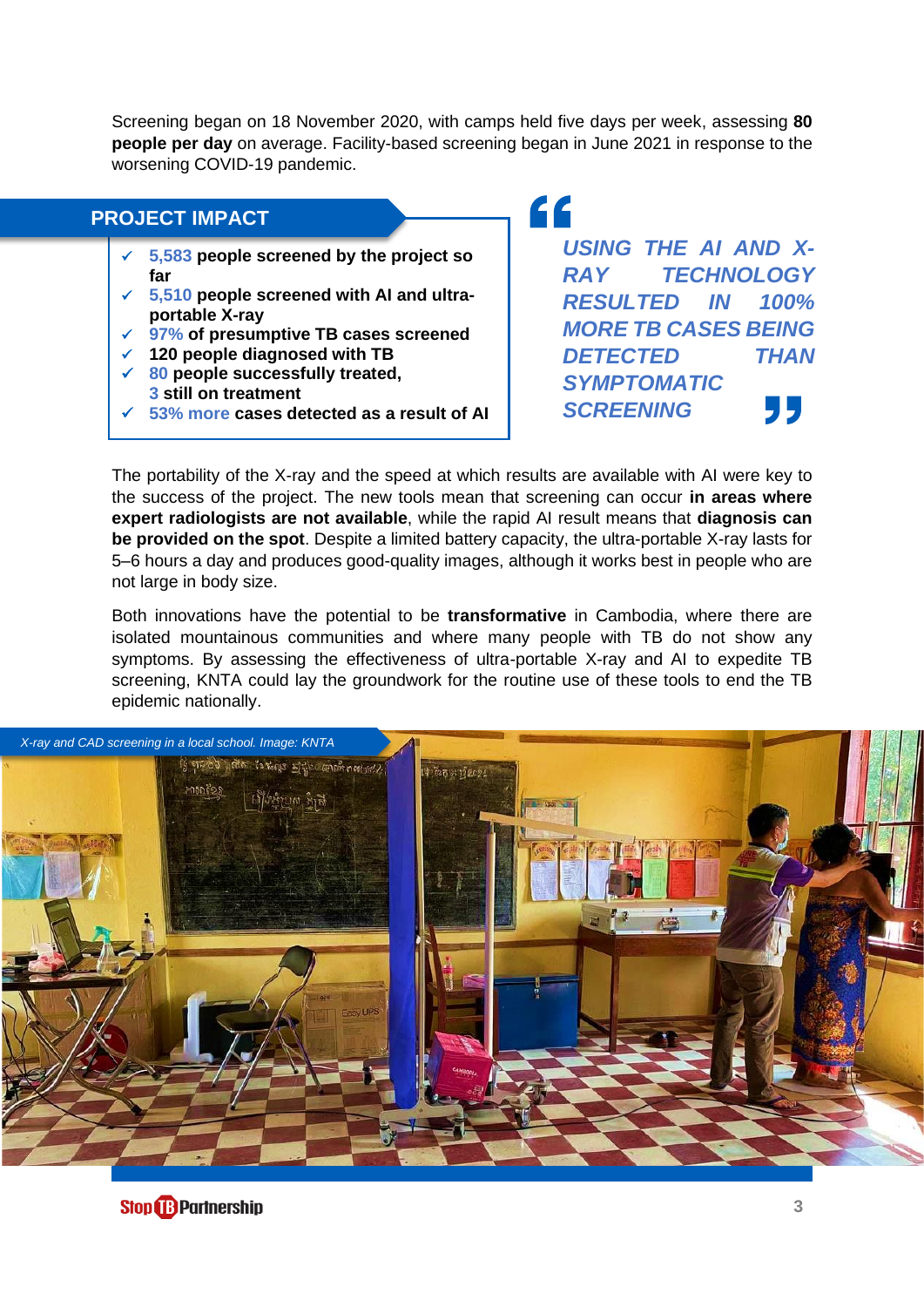Screening began on 18 November 2020, with camps held five days per week, assessing **80 people per day** on average. Facility-based screening began in June 2021 in response to the worsening COVID-19 pandemic.

## PROJECT IMPACT

- ✓ **5,583 people screened by the project so far**
- ✓ **5,510 people screened with AI and ultra-portable X-ray**
- ✓ **97% of presumptive TB cases screened**
- ✓ **120 people diagnosed with TB**
- ✓ **80 people successfully treated, 3 still on treatment**
- ✓ **53% more cases detected as a result of AI**

> ***USING THE AI AND X-RAY TECHNOLOGY RESULTED IN 100% MORE TB CASES BEING DETECTED THAN SYMPTOMATIC SCREENING***

The portability of the X-ray and the speed at which results are available with AI were key to the success of the project. The new tools mean that screening can occur **in areas where expert radiologists are not available**, while the rapid AI result means that **diagnosis can be provided on the spot**. Despite a limited battery capacity, the ultra-portable X-ray lasts for 5–6 hours a day and produces good-quality images, although it works best in people who are not large in body size.

Both innovations have the potential to be **transformative** in Cambodia, where there are isolated mountainous communities and where many people with TB do not show any symptoms. By assessing the effectiveness of ultra-portable X-ray and AI to expedite TB screening, KNTA could lay the groundwork for the routine use of these tools to end the TB epidemic nationally.

*X-ray and CAD screening in a local school. Image: KNTA*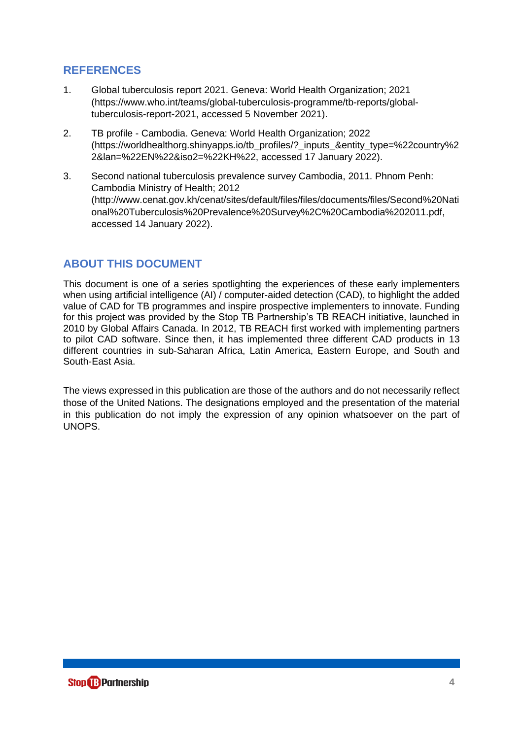## REFERENCES

1. Global tuberculosis report 2021. Geneva: World Health Organization; 2021 (https://www.who.int/teams/global-tuberculosis-programme/tb-reports/global-tuberculosis-report-2021, accessed 5 November 2021).

2. TB profile - Cambodia. Geneva: World Health Organization; 2022 (https://worldhealthorg.shinyapps.io/tb_profiles/?_inputs_&entity_type=%22country%22&lan=%22EN%22&iso2=%22KH%22, accessed 17 January 2022).

3. Second national tuberculosis prevalence survey Cambodia, 2011. Phnom Penh: Cambodia Ministry of Health; 2012 (http://www.cenat.gov.kh/cenat/sites/default/files/files/documents/files/Second%20National%20Tuberculosis%20Prevalence%20Survey%2C%20Cambodia%202011.pdf, accessed 14 January 2022).

## ABOUT THIS DOCUMENT

This document is one of a series spotlighting the experiences of these early implementers when using artificial intelligence (AI) / computer-aided detection (CAD), to highlight the added value of CAD for TB programmes and inspire prospective implementers to innovate. Funding for this project was provided by the Stop TB Partnership's TB REACH initiative, launched in 2010 by Global Affairs Canada. In 2012, TB REACH first worked with implementing partners to pilot CAD software. Since then, it has implemented three different CAD products in 13 different countries in sub-Saharan Africa, Latin America, Eastern Europe, and South and South-East Asia.

The views expressed in this publication are those of the authors and do not necessarily reflect those of the United Nations. The designations employed and the presentation of the material in this publication do not imply the expression of any opinion whatsoever on the part of UNOPS.